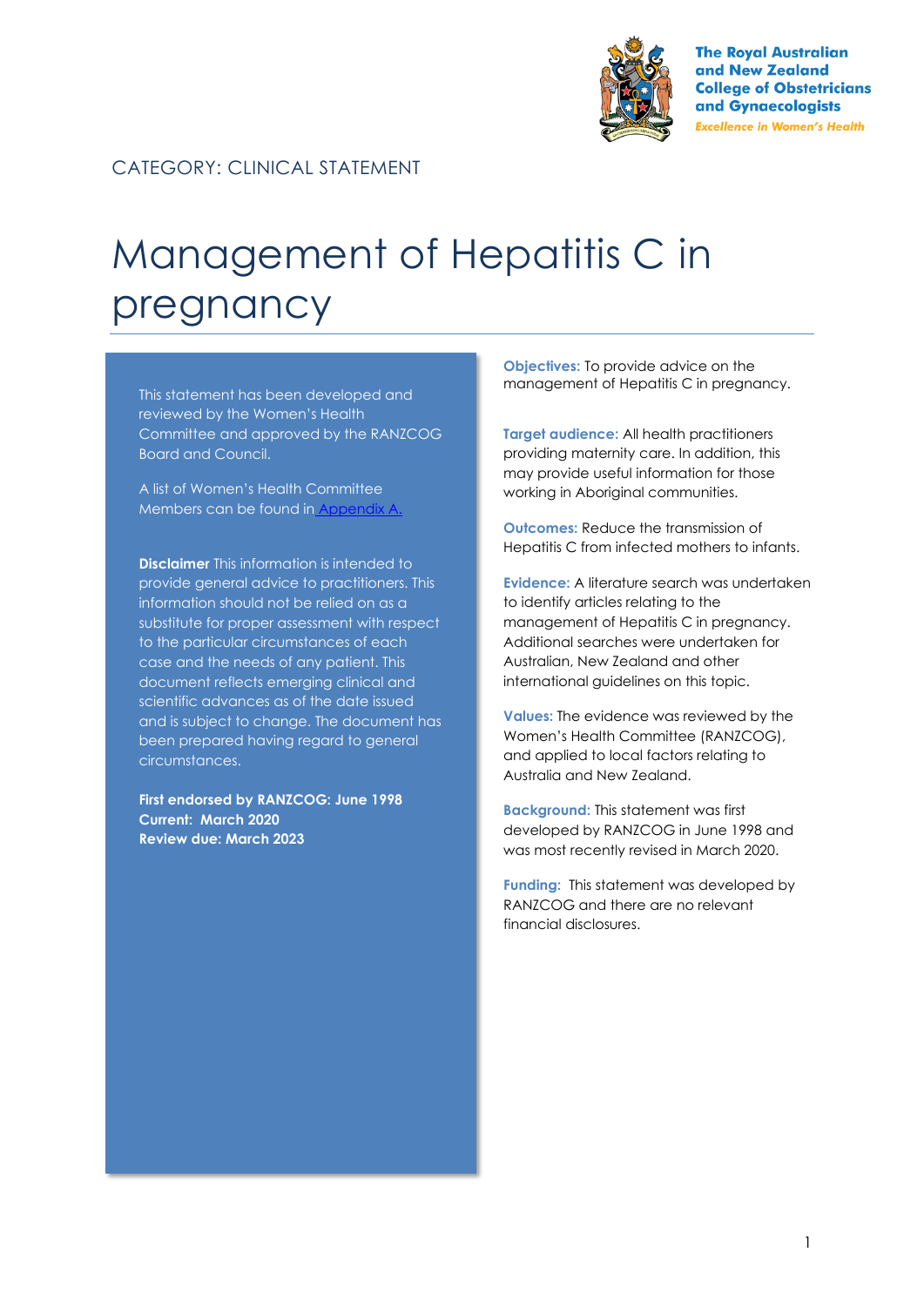The Royal Australian and New Zealand College of Obstetricians and Gynaecologists

*Excellence in Women's Health*

CATEGORY: CLINICAL STATEMENT

# Management of Hepatitis C in pregnancy

This statement has been developed and reviewed by the Women's Health Committee and approved by the RANZCOG Board and Council.

A list of Women's Health Committee Members can be found in Appendix A.

**Disclaimer** This information is intended to provide general advice to practitioners. This information should not be relied on as a substitute for proper assessment with respect to the particular circumstances of each case and the needs of any patient. This document reflects emerging clinical and scientific advances as of the date issued and is subject to change. The document has been prepared having regard to general circumstances.

**First endorsed by RANZCOG: June 1998**
**Current: March 2020**
**Review due: March 2023**

**Objectives:** To provide advice on the management of Hepatitis C in pregnancy.

**Target audience:** All health practitioners providing maternity care. In addition, this may provide useful information for those working in Aboriginal communities.

**Outcomes:** Reduce the transmission of Hepatitis C from infected mothers to infants.

**Evidence:** A literature search was undertaken to identify articles relating to the management of Hepatitis C in pregnancy. Additional searches were undertaken for Australian, New Zealand and other international guidelines on this topic.

**Values:** The evidence was reviewed by the Women's Health Committee (RANZCOG), and applied to local factors relating to Australia and New Zealand.

**Background:** This statement was first developed by RANZCOG in June 1998 and was most recently revised in March 2020.

**Funding:** This statement was developed by RANZCOG and there are no relevant financial disclosures.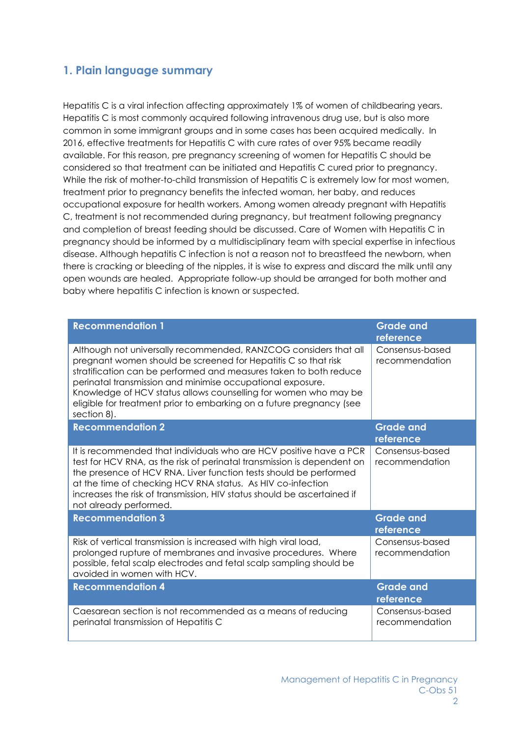## 1. Plain language summary

Hepatitis C is a viral infection affecting approximately 1% of women of childbearing years. Hepatitis C is most commonly acquired following intravenous drug use, but is also more common in some immigrant groups and in some cases has been acquired medically. In 2016, effective treatments for Hepatitis C with cure rates of over 95% became readily available. For this reason, pre pregnancy screening of women for Hepatitis C should be considered so that treatment can be initiated and Hepatitis C cured prior to pregnancy. While the risk of mother-to-child transmission of Hepatitis C is extremely low for most women, treatment prior to pregnancy benefits the infected woman, her baby, and reduces occupational exposure for health workers. Among women already pregnant with Hepatitis C, treatment is not recommended during pregnancy, but treatment following pregnancy and completion of breast feeding should be discussed. Care of Women with Hepatitis C in pregnancy should be informed by a multidisciplinary team with special expertise in infectious disease. Although hepatitis C infection is not a reason not to breastfeed the newborn, when there is cracking or bleeding of the nipples, it is wise to express and discard the milk until any open wounds are healed. Appropriate follow-up should be arranged for both mother and baby where hepatitis C infection is known or suspected.

| Recommendation 1 | Grade and reference |
|---|---|
| Although not universally recommended, RANZCOG considers that all pregnant women should be screened for Hepatitis C so that risk stratification can be performed and measures taken to both reduce perinatal transmission and minimise occupational exposure. Knowledge of HCV status allows counselling for women who may be eligible for treatment prior to embarking on a future pregnancy (see section 8). | Consensus-based recommendation |
| **Recommendation 2** | **Grade and reference** |
| It is recommended that individuals who are HCV positive have a PCR test for HCV RNA, as the risk of perinatal transmission is dependent on the presence of HCV RNA. Liver function tests should be performed at the time of checking HCV RNA status. As HIV co-infection increases the risk of transmission, HIV status should be ascertained if not already performed. | Consensus-based recommendation |
| **Recommendation 3** | **Grade and reference** |
| Risk of vertical transmission is increased with high viral load, prolonged rupture of membranes and invasive procedures. Where possible, fetal scalp electrodes and fetal scalp sampling should be avoided in women with HCV. | Consensus-based recommendation |
| **Recommendation 4** | **Grade and reference** |
| Caesarean section is not recommended as a means of reducing perinatal transmission of Hepatitis C | Consensus-based recommendation |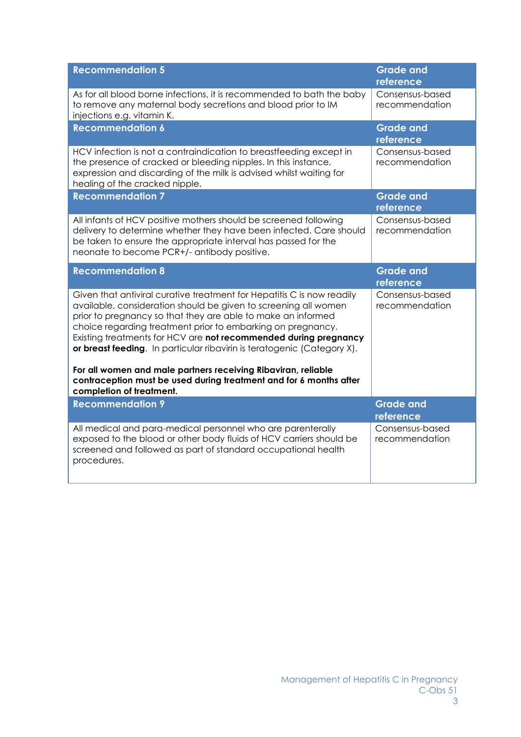| Recommendation 5 | Grade and reference |
|---|---|
| As for all blood borne infections, it is recommended to bath the baby to remove any maternal body secretions and blood prior to IM injections e.g. vitamin K. | Consensus-based recommendation |

| Recommendation 6 | Grade and reference |
|---|---|
| HCV infection is not a contraindication to breastfeeding except in the presence of cracked or bleeding nipples. In this instance, expression and discarding of the milk is advised whilst waiting for healing of the cracked nipple. | Consensus-based recommendation |

| Recommendation 7 | Grade and reference |
|---|---|
| All infants of HCV positive mothers should be screened following delivery to determine whether they have been infected. Care should be taken to ensure the appropriate interval has passed for the neonate to become PCR+/- antibody positive. | Consensus-based recommendation |

| Recommendation 8 | Grade and reference |
|---|---|
| Given that antiviral curative treatment for Hepatitis C is now readily available, consideration should be given to screening all women prior to pregnancy so that they are able to make an informed choice regarding treatment prior to embarking on pregnancy. Existing treatments for HCV are **not recommended during pregnancy or breast feeding**. In particular ribavirin is teratogenic (Category X).<br><br>**For all women and male partners receiving Ribaviran, reliable contraception must be used during treatment and for 6 months after completion of treatment.** | Consensus-based recommendation |

| Recommendation 9 | Grade and reference |
|---|---|
| All medical and para-medical personnel who are parenterally exposed to the blood or other body fluids of HCV carriers should be screened and followed as part of standard occupational health procedures. | Consensus-based recommendation |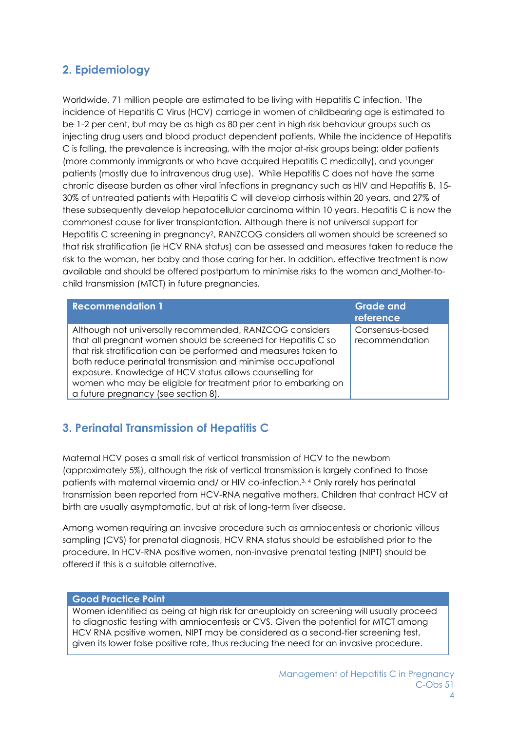## 2. Epidemiology

Worldwide, 71 million people are estimated to be living with Hepatitis C infection. [1]The incidence of Hepatitis C Virus (HCV) carriage in women of childbearing age is estimated to be 1-2 per cent, but may be as high as 80 per cent in high risk behaviour groups such as injecting drug users and blood product dependent patients. While the incidence of Hepatitis C is falling, the prevalence is increasing, with the major at-risk groups being; older patients (more commonly immigrants or who have acquired Hepatitis C medically), and younger patients (mostly due to intravenous drug use). While Hepatitis C does not have the same chronic disease burden as other viral infections in pregnancy such as HIV and Hepatitis B, 15-30% of untreated patients with Hepatitis C will develop cirrhosis within 20 years, and 27% of these subsequently develop hepatocellular carcinoma within 10 years. Hepatitis C is now the commonest cause for liver transplantation. Although there is not universal support for Hepatitis C screening in pregnancy[2], RANZCOG considers all women should be screened so that risk stratification (ie HCV RNA status) can be assessed and measures taken to reduce the risk to the woman, her baby and those caring for her. In addition, effective treatment is now available and should be offered postpartum to minimise risks to the woman and Mother-to-child transmission (MTCT) in future pregnancies.

| Recommendation 1 | Grade and reference |
|---|---|
| Although not universally recommended, RANZCOG considers that all pregnant women should be screened for Hepatitis C so that risk stratification can be performed and measures taken to both reduce perinatal transmission and minimise occupational exposure. Knowledge of HCV status allows counselling for women who may be eligible for treatment prior to embarking on a future pregnancy (see section 8). | Consensus-based recommendation |

## 3. Perinatal Transmission of Hepatitis C

Maternal HCV poses a small risk of vertical transmission of HCV to the newborn (approximately 5%), although the risk of vertical transmission is largely confined to those patients with maternal viraemia and/ or HIV co-infection.[3, 4] Only rarely has perinatal transmission been reported from HCV-RNA negative mothers. Children that contract HCV at birth are usually asymptomatic, but at risk of long-term liver disease.

Among women requiring an invasive procedure such as amniocentesis or chorionic villous sampling (CVS) for prenatal diagnosis, HCV RNA status should be established prior to the procedure. In HCV-RNA positive women, non-invasive prenatal testing (NIPT) should be offered if this is a suitable alternative.

| Good Practice Point |
|---|
| Women identified as being at high risk for aneuploidy on screening will usually proceed to diagnostic testing with amniocentesis or CVS. Given the potential for MTCT among HCV RNA positive women, NIPT may be considered as a second-tier screening test, given its lower false positive rate, thus reducing the need for an invasive procedure. |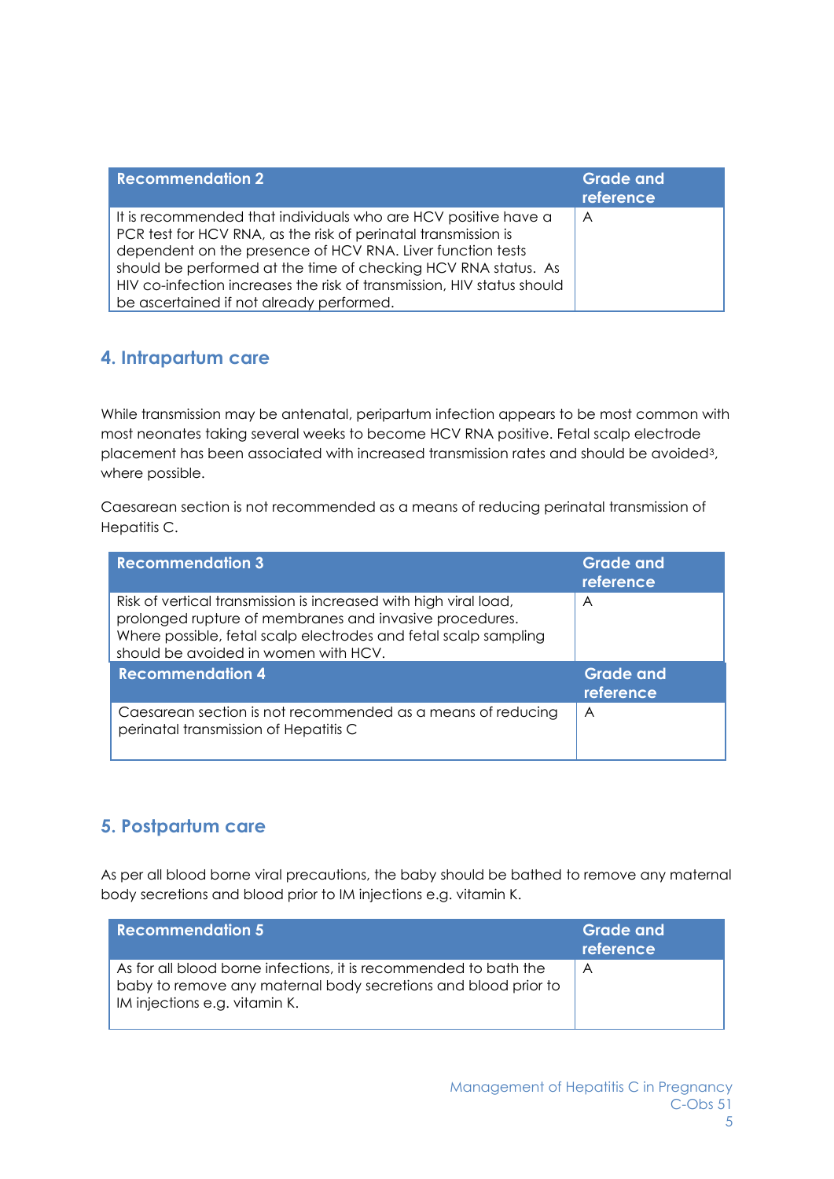| Recommendation 2 | Grade and reference |
| --- | --- |
| It is recommended that individuals who are HCV positive have a PCR test for HCV RNA, as the risk of perinatal transmission is dependent on the presence of HCV RNA. Liver function tests should be performed at the time of checking HCV RNA status. As HIV co-infection increases the risk of transmission, HIV status should be ascertained if not already performed. | A |

## 4. Intrapartum care

While transmission may be antenatal, peripartum infection appears to be most common with most neonates taking several weeks to become HCV RNA positive. Fetal scalp electrode placement has been associated with increased transmission rates and should be avoided[3], where possible.

Caesarean section is not recommended as a means of reducing perinatal transmission of Hepatitis C.

| Recommendation 3 | Grade and reference |
| --- | --- |
| Risk of vertical transmission is increased with high viral load, prolonged rupture of membranes and invasive procedures. Where possible, fetal scalp electrodes and fetal scalp sampling should be avoided in women with HCV. | A |

| Recommendation 4 | Grade and reference |
| --- | --- |
| Caesarean section is not recommended as a means of reducing perinatal transmission of Hepatitis C | A |

## 5. Postpartum care

As per all blood borne viral precautions, the baby should be bathed to remove any maternal body secretions and blood prior to IM injections e.g. vitamin K.

| Recommendation 5 | Grade and reference |
| --- | --- |
| As for all blood borne infections, it is recommended to bath the baby to remove any maternal body secretions and blood prior to IM injections e.g. vitamin K. | A |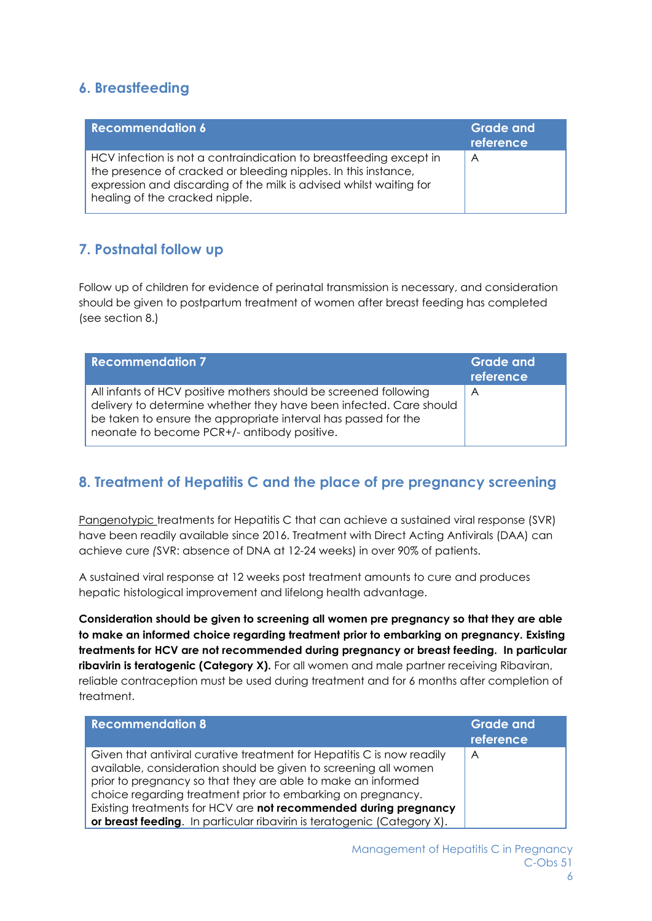## 6. Breastfeeding

| Recommendation 6 | Grade and reference |
|---|---|
| HCV infection is not a contraindication to breastfeeding except in the presence of cracked or bleeding nipples. In this instance, expression and discarding of the milk is advised whilst waiting for healing of the cracked nipple. | A |

## 7. Postnatal follow up

Follow up of children for evidence of perinatal transmission is necessary, and consideration should be given to postpartum treatment of women after breast feeding has completed (see section 8.)

| Recommendation 7 | Grade and reference |
|---|---|
| All infants of HCV positive mothers should be screened following delivery to determine whether they have been infected. Care should be taken to ensure the appropriate interval has passed for the neonate to become PCR+/- antibody positive. | A |

## 8. Treatment of Hepatitis C and the place of pre pregnancy screening

Pangenotypic treatments for Hepatitis C that can achieve a sustained viral response (SVR) have been readily available since 2016. Treatment with Direct Acting Antivirals (DAA) can achieve cure *(*SVR: absence of DNA at 12-24 weeks) in over 90% of patients.

A sustained viral response at 12 weeks post treatment amounts to cure and produces hepatic histological improvement and lifelong health advantage.

**Consideration should be given to screening all women pre pregnancy so that they are able to make an informed choice regarding treatment prior to embarking on pregnancy. Existing treatments for HCV are not recommended during pregnancy or breast feeding. In particular ribavirin is teratogenic (Category X).** For all women and male partner receiving Ribaviran, reliable contraception must be used during treatment and for 6 months after completion of treatment.

| Recommendation 8 | Grade and reference |
|---|---|
| Given that antiviral curative treatment for Hepatitis C is now readily available, consideration should be given to screening all women prior to pregnancy so that they are able to make an informed choice regarding treatment prior to embarking on pregnancy. Existing treatments for HCV are **not recommended during pregnancy or breast feeding**. In particular ribavirin is teratogenic (Category X). | A |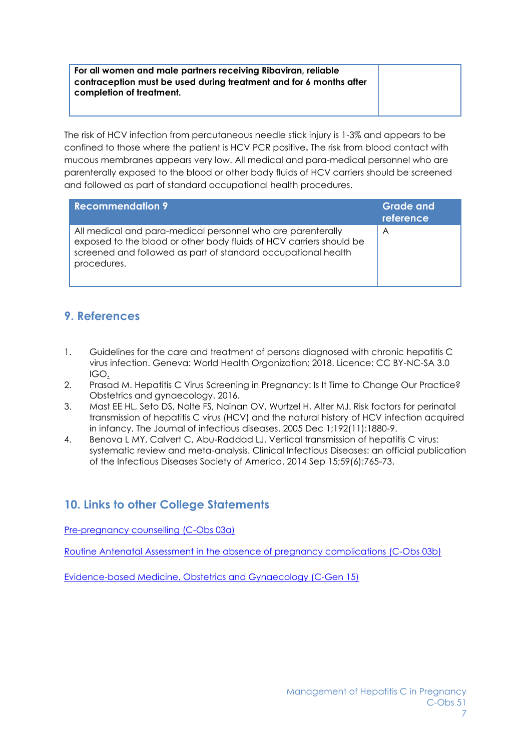| For all women and male partners receiving Ribaviran, reliable contraception must be used during treatment and for 6 months after completion of treatment. | |
|---|---|

The risk of HCV infection from percutaneous needle stick injury is 1-3% and appears to be confined to those where the patient is HCV PCR positive**.** The risk from blood contact with mucous membranes appears very low. All medical and para-medical personnel who are parenterally exposed to the blood or other body fluids of HCV carriers should be screened and followed as part of standard occupational health procedures.

| Recommendation 9 | Grade and reference |
|---|---|
| All medical and para-medical personnel who are parenterally exposed to the blood or other body fluids of HCV carriers should be screened and followed as part of standard occupational health procedures. | A |

## 9. References

1. Guidelines for the care and treatment of persons diagnosed with chronic hepatitis C virus infection. Geneva: World Health Organization; 2018. Licence: CC BY-NC-SA 3.0 IGO.
2. Prasad M. Hepatitis C Virus Screening in Pregnancy: Is It Time to Change Our Practice? Obstetrics and gynaecology. 2016.
3. Mast EE HL, Seto DS, Nolte FS, Nainan OV, Wurtzel H, Alter MJ. Risk factors for perinatal transmission of hepatitis C virus (HCV) and the natural history of HCV infection acquired in infancy. The Journal of infectious diseases. 2005 Dec 1;192(11):1880-9.
4. Benova L MY, Calvert C, Abu-Raddad LJ. Vertical transmission of hepatitis C virus: systematic review and meta-analysis. Clinical Infectious Diseases: an official publication of the Infectious Diseases Society of America. 2014 Sep 15;59(6):765-73.

## 10. Links to other College Statements

Pre-pregnancy counselling (C-Obs 03a)

Routine Antenatal Assessment in the absence of pregnancy complications (C-Obs 03b)

Evidence-based Medicine, Obstetrics and Gynaecology (C-Gen 15)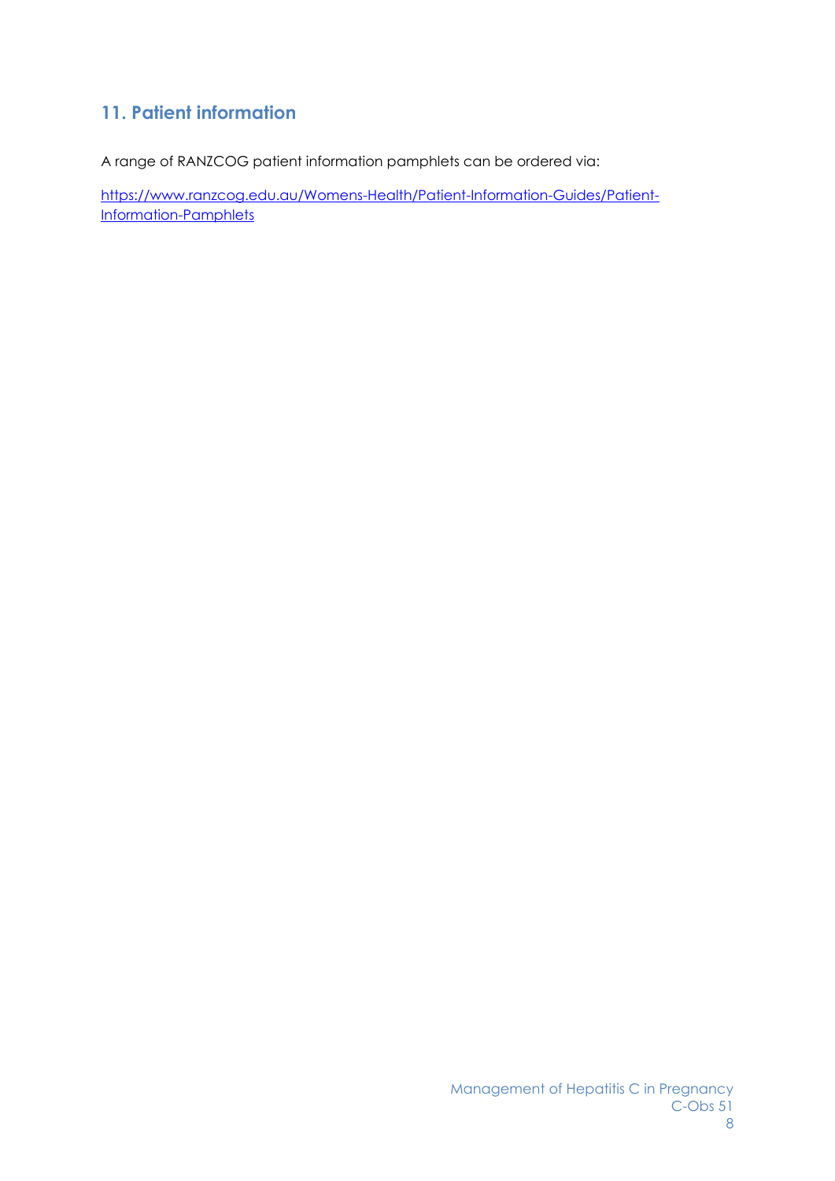## 11. Patient information

A range of RANZCOG patient information pamphlets can be ordered via:

https://www.ranzcog.edu.au/Womens-Health/Patient-Information-Guides/Patient-Information-Pamphlets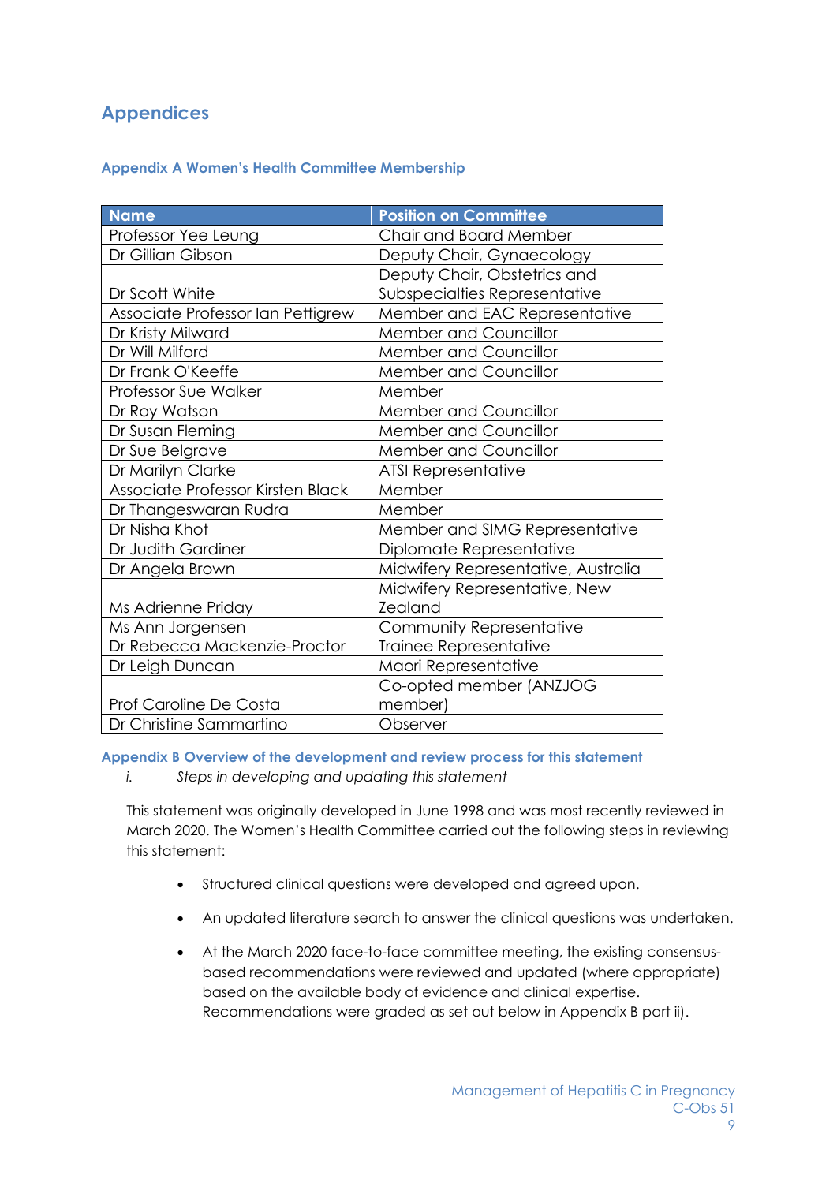# Appendices

## Appendix A Women's Health Committee Membership

| Name | Position on Committee |
|---|---|
| Professor Yee Leung | Chair and Board Member |
| Dr Gillian Gibson | Deputy Chair, Gynaecology |
| Dr Scott White | Deputy Chair, Obstetrics and Subspecialties Representative |
| Associate Professor Ian Pettigrew | Member and EAC Representative |
| Dr Kristy Milward | Member and Councillor |
| Dr Will Milford | Member and Councillor |
| Dr Frank O'Keeffe | Member and Councillor |
| Professor Sue Walker | Member |
| Dr Roy Watson | Member and Councillor |
| Dr Susan Fleming | Member and Councillor |
| Dr Sue Belgrave | Member and Councillor |
| Dr Marilyn Clarke | ATSI Representative |
| Associate Professor Kirsten Black | Member |
| Dr Thangeswaran Rudra | Member |
| Dr Nisha Khot | Member and SIMG Representative |
| Dr Judith Gardiner | Diplomate Representative |
| Dr Angela Brown | Midwifery Representative, Australia |
| Ms Adrienne Priday | Midwifery Representative, New Zealand |
| Ms Ann Jorgensen | Community Representative |
| Dr Rebecca Mackenzie-Proctor | Trainee Representative |
| Dr Leigh Duncan | Maori Representative |
| Prof Caroline De Costa | Co-opted member (ANZJOG member) |
| Dr Christine Sammartino | Observer |

## Appendix B Overview of the development and review process for this statement

*i. Steps in developing and updating this statement*

This statement was originally developed in June 1998 and was most recently reviewed in March 2020. The Women's Health Committee carried out the following steps in reviewing this statement:

- Structured clinical questions were developed and agreed upon.
- An updated literature search to answer the clinical questions was undertaken.
- At the March 2020 face-to-face committee meeting, the existing consensus-based recommendations were reviewed and updated (where appropriate) based on the available body of evidence and clinical expertise. Recommendations were graded as set out below in Appendix B part ii).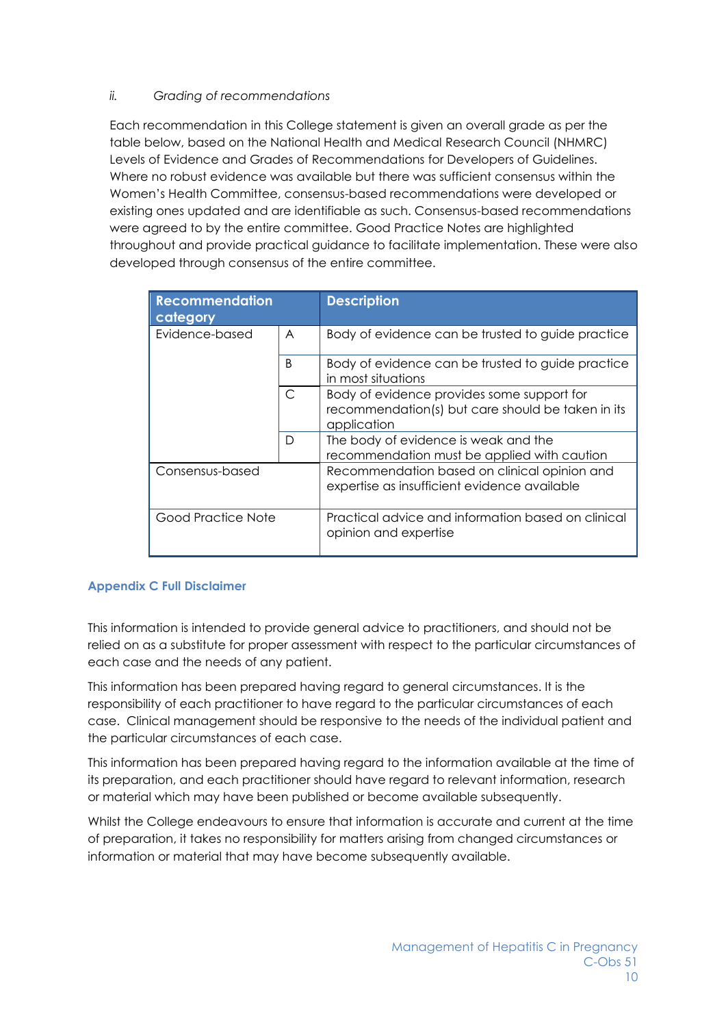### *ii. Grading of recommendations*

Each recommendation in this College statement is given an overall grade as per the table below, based on the National Health and Medical Research Council (NHMRC) Levels of Evidence and Grades of Recommendations for Developers of Guidelines. Where no robust evidence was available but there was sufficient consensus within the Women's Health Committee, consensus-based recommendations were developed or existing ones updated and are identifiable as such. Consensus-based recommendations were agreed to by the entire committee. Good Practice Notes are highlighted throughout and provide practical guidance to facilitate implementation. These were also developed through consensus of the entire committee.

| Recommendation category | | Description |
|---|---|---|
| Evidence-based | A | Body of evidence can be trusted to guide practice |
| | B | Body of evidence can be trusted to guide practice in most situations |
| | C | Body of evidence provides some support for recommendation(s) but care should be taken in its application |
| | D | The body of evidence is weak and the recommendation must be applied with caution |
| Consensus-based | | Recommendation based on clinical opinion and expertise as insufficient evidence available |
| Good Practice Note | | Practical advice and information based on clinical opinion and expertise |

## Appendix C Full Disclaimer

This information is intended to provide general advice to practitioners, and should not be relied on as a substitute for proper assessment with respect to the particular circumstances of each case and the needs of any patient.

This information has been prepared having regard to general circumstances. It is the responsibility of each practitioner to have regard to the particular circumstances of each case. Clinical management should be responsive to the needs of the individual patient and the particular circumstances of each case.

This information has been prepared having regard to the information available at the time of its preparation, and each practitioner should have regard to relevant information, research or material which may have been published or become available subsequently.

Whilst the College endeavours to ensure that information is accurate and current at the time of preparation, it takes no responsibility for matters arising from changed circumstances or information or material that may have become subsequently available.